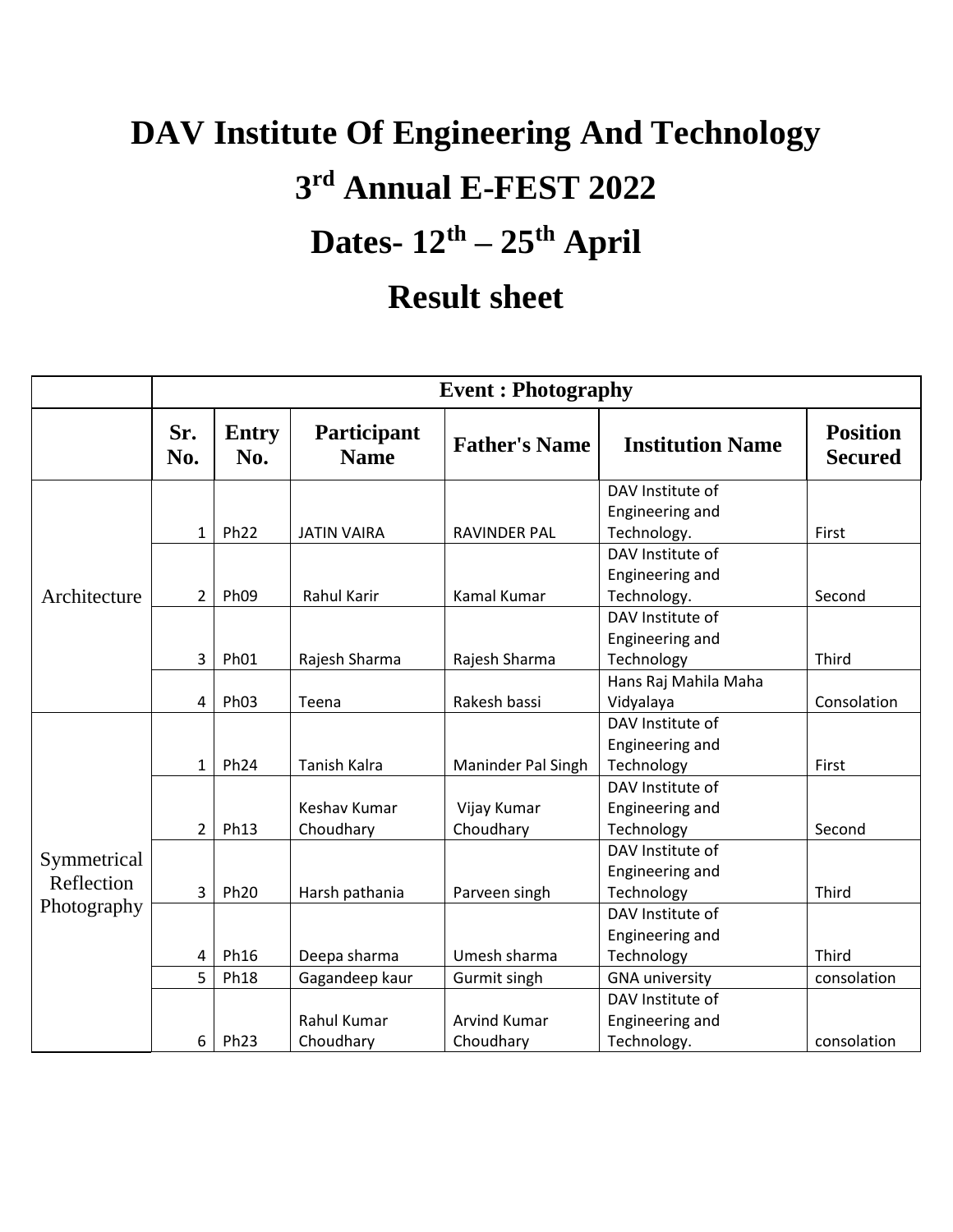# DAV Institute Of Engineering And Technology

# 3rd Annual E-FEST 2022

# Dates- 12th – 25th April

# Result sheet

| | Event : Photography | | | | | |
|---|---|---|---|---|---|---|
| | Sr. No. | Entry No. | Participant Name | Father's Name | Institution Name | Position Secured |
| Architecture | 1 | Ph22 | JATIN VAIRA | RAVINDER PAL | DAV Institute of Engineering and Technology. | First |
| | 2 | Ph09 | Rahul Karir | Kamal Kumar | DAV Institute of Engineering and Technology. | Second |
| | 3 | Ph01 | Rajesh Sharma | Rajesh Sharma | DAV Institute of Engineering and Technology | Third |
| | 4 | Ph03 | Teena | Rakesh bassi | Hans Raj Mahila Maha Vidyalaya | Consolation |
| Symmetrical Reflection Photography | 1 | Ph24 | Tanish Kalra | Maninder Pal Singh | DAV Institute of Engineering and Technology | First |
| | 2 | Ph13 | Keshav Kumar Choudhary | Vijay Kumar Choudhary | DAV Institute of Engineering and Technology | Second |
| | 3 | Ph20 | Harsh pathania | Parveen singh | DAV Institute of Engineering and Technology | Third |
| | 4 | Ph16 | Deepa sharma | Umesh sharma | DAV Institute of Engineering and Technology | Third |
| | 5 | Ph18 | Gagandeep kaur | Gurmit singh | GNA university | consolation |
| | 6 | Ph23 | Rahul Kumar Choudhary | Arvind Kumar Choudhary | DAV Institute of Engineering and Technology. | consolation |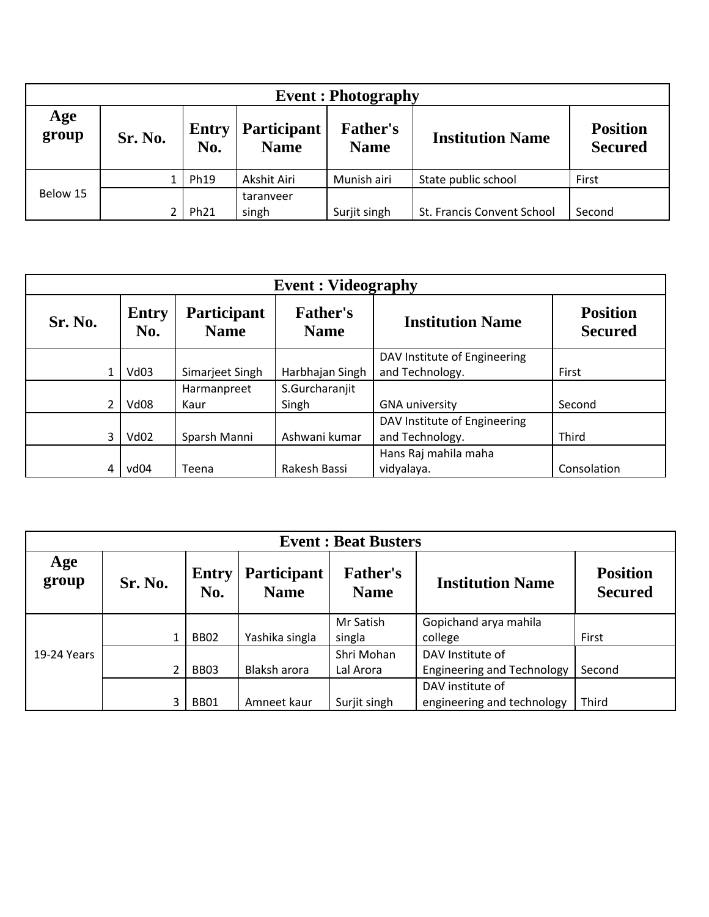| Event : Photography | | | | | | |
|---|---|---|---|---|---|---|
| **Age group** | **Sr. No.** | **Entry No.** | **Participant Name** | **Father's Name** | **Institution Name** | **Position Secured** |
| Below 15 | 1 | Ph19 | Akshit Airi | Munish airi | State public school | First |
| | 2 | Ph21 | taranveer singh | Surjit singh | St. Francis Convent School | Second |

| Event : Videography | | | | | |
|---|---|---|---|---|---|
| **Sr. No.** | **Entry No.** | **Participant Name** | **Father's Name** | **Institution Name** | **Position Secured** |
| 1 | Vd03 | Simarjeet Singh | Harbhajan Singh | DAV Institute of Engineering and Technology. | First |
| 2 | Vd08 | Harmanpreet Kaur | S.Gurcharanjit Singh | GNA university | Second |
| 3 | Vd02 | Sparsh Manni | Ashwani kumar | DAV Institute of Engineering and Technology. | Third |
| 4 | vd04 | Teena | Rakesh Bassi | Hans Raj mahila maha vidyalaya. | Consolation |

| Event : Beat Busters | | | | | | |
|---|---|---|---|---|---|---|
| **Age group** | **Sr. No.** | **Entry No.** | **Participant Name** | **Father's Name** | **Institution Name** | **Position Secured** |
| 19-24 Years | 1 | BB02 | Yashika singla | Mr Satish singla | Gopichand arya mahila college | First |
| | 2 | BB03 | Blaksh arora | Shri Mohan Lal Arora | DAV Institute of Engineering and Technology | Second |
| | 3 | BB01 | Amneet kaur | Surjit singh | DAV institute of engineering and technology | Third |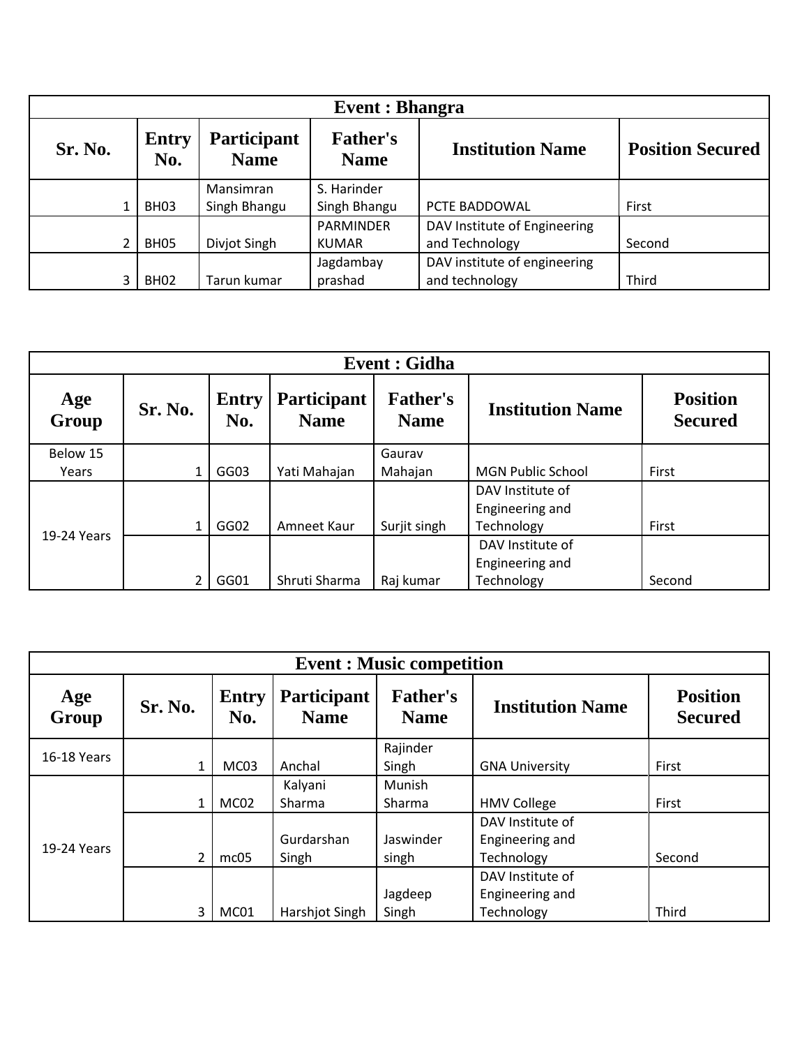| Event : Bhangra | | | | | |
|---|---|---|---|---|---|
| **Sr. No.** | **Entry No.** | **Participant Name** | **Father's Name** | **Institution Name** | **Position Secured** |
| 1 | BH03 | Mansimran Singh Bhangu | S. Harinder Singh Bhangu | PCTE BADDOWAL | First |
| 2 | BH05 | Divjot Singh | PARMINDER KUMAR | DAV Institute of Engineering and Technology | Second |
| 3 | BH02 | Tarun kumar | Jagdambay prashad | DAV institute of engineering and technology | Third |

| Event : Gidha | | | | | | |
|---|---|---|---|---|---|---|
| **Age Group** | **Sr. No.** | **Entry No.** | **Participant Name** | **Father's Name** | **Institution Name** | **Position Secured** |
| Below 15 Years | 1 | GG03 | Yati Mahajan | Gaurav Mahajan | MGN Public School | First |
| 19-24 Years | 1 | GG02 | Amneet Kaur | Surjit singh | DAV Institute of Engineering and Technology | First |
| | 2 | GG01 | Shruti Sharma | Raj kumar | DAV Institute of Engineering and Technology | Second |

| Event : Music competition | | | | | | |
|---|---|---|---|---|---|---|
| **Age Group** | **Sr. No.** | **Entry No.** | **Participant Name** | **Father's Name** | **Institution Name** | **Position Secured** |
| 16-18 Years | 1 | MC03 | Anchal | Rajinder Singh | GNA University | First |
| 19-24 Years | 1 | MC02 | Kalyani Sharma | Munish Sharma | HMV College | First |
| | 2 | mc05 | Gurdarshan Singh | Jaswinder singh | DAV Institute of Engineering and Technology | Second |
| | 3 | MC01 | Harshjot Singh | Jagdeep Singh | DAV Institute of Engineering and Technology | Third |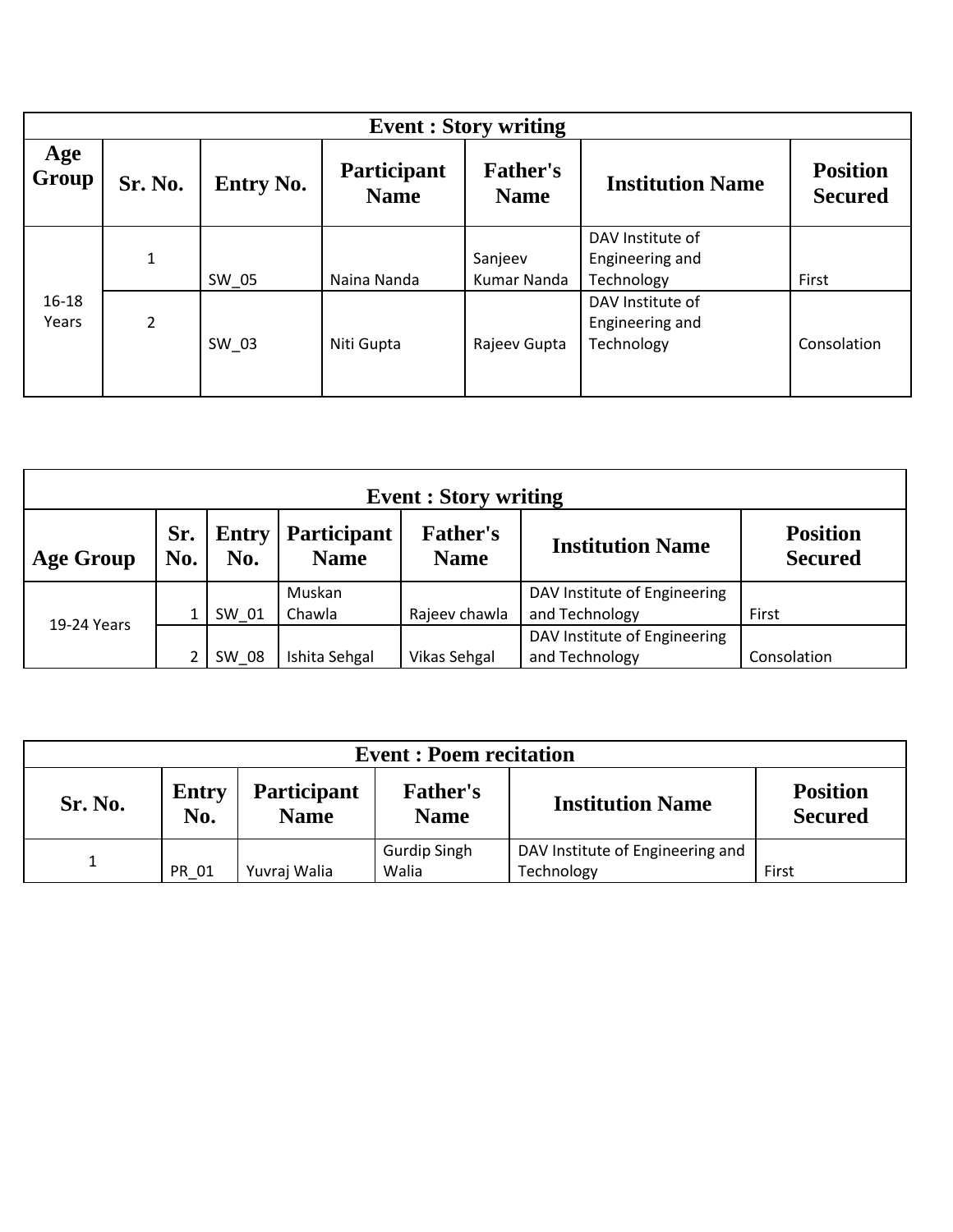| Event : Story writing | | | | | | |
|---|---|---|---|---|---|---|
| **Age Group** | **Sr. No.** | **Entry No.** | **Participant Name** | **Father's Name** | **Institution Name** | **Position Secured** |
| 16-18 Years | 1 | SW_05 | Naina Nanda | Sanjeev Kumar Nanda | DAV Institute of Engineering and Technology | First |
| | 2 | SW_03 | Niti Gupta | Rajeev Gupta | DAV Institute of Engineering and Technology | Consolation |

| Event : Story writing | | | | | | |
|---|---|---|---|---|---|---|
| **Age Group** | **Sr. No.** | **Entry No.** | **Participant Name** | **Father's Name** | **Institution Name** | **Position Secured** |
| 19-24 Years | 1 | SW_01 | Muskan Chawla | Rajeev chawla | DAV Institute of Engineering and Technology | First |
| | 2 | SW_08 | Ishita Sehgal | Vikas Sehgal | DAV Institute of Engineering and Technology | Consolation |

| Event : Poem recitation | | | | | |
|---|---|---|---|---|---|
| **Sr. No.** | **Entry No.** | **Participant Name** | **Father's Name** | **Institution Name** | **Position Secured** |
| 1 | PR_01 | Yuvraj Walia | Gurdip Singh Walia | DAV Institute of Engineering and Technology | First |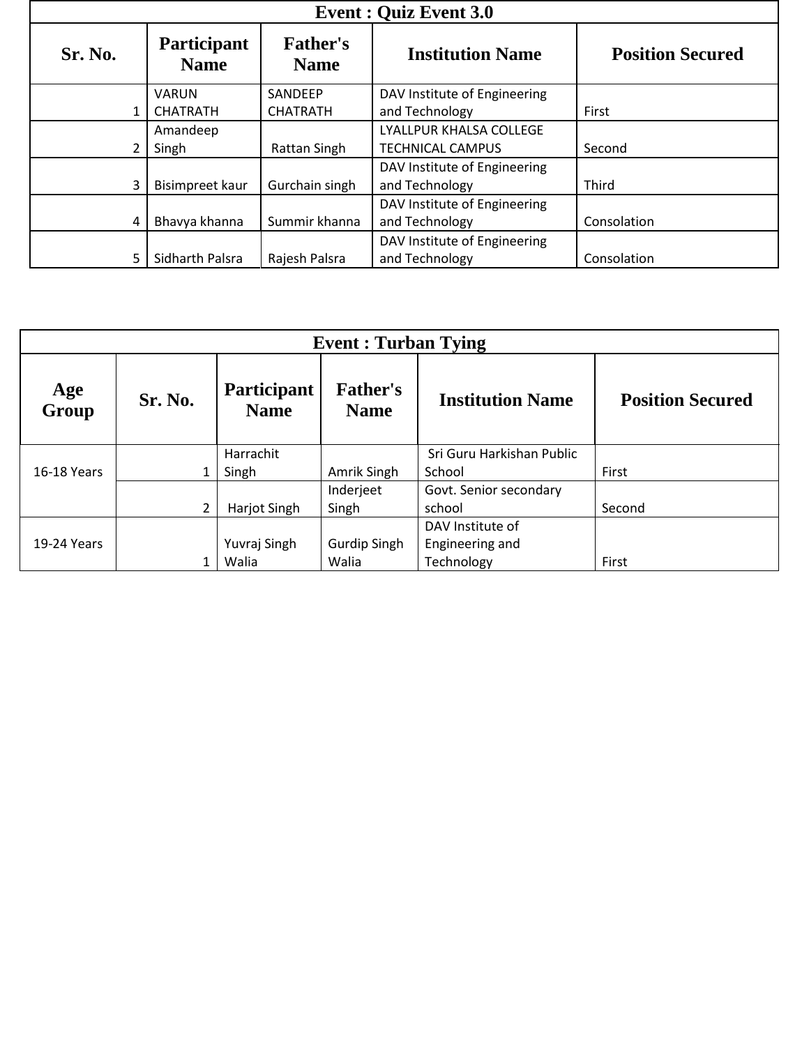## Event : Quiz Event 3.0

| Sr. No. | Participant Name | Father's Name | Institution Name | Position Secured |
|---|---|---|---|---|
| 1 | VARUN CHATRATH | SANDEEP CHATRATH | DAV Institute of Engineering and Technology | First |
| 2 | Amandeep Singh | Rattan Singh | LYALLPUR KHALSA COLLEGE TECHNICAL CAMPUS | Second |
| 3 | Bisimpreet kaur | Gurchain singh | DAV Institute of Engineering and Technology | Third |
| 4 | Bhavya khanna | Summir khanna | DAV Institute of Engineering and Technology | Consolation |
| 5 | Sidharth Palsra | Rajesh Palsra | DAV Institute of Engineering and Technology | Consolation |

## Event : Turban Tying

| Age Group | Sr. No. | Participant Name | Father's Name | Institution Name | Position Secured |
|---|---|---|---|---|---|
| 16-18 Years | 1 | Harrachit Singh | Amrik Singh | Sri Guru Harkishan Public School | First |
| | 2 | Harjot Singh | Inderjeet Singh | Govt. Senior secondary school | Second |
| 19-24 Years | 1 | Yuvraj Singh Walia | Gurdip Singh Walia | DAV Institute of Engineering and Technology | First |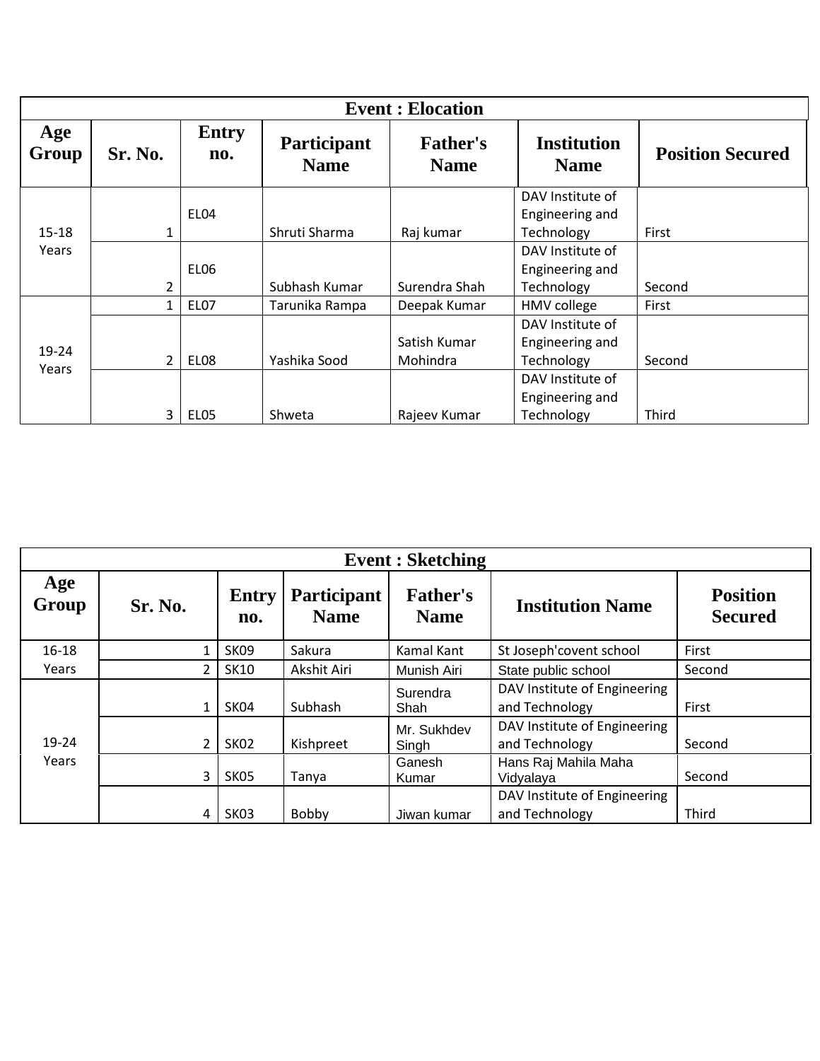| Event : Elocation | | | | | | |
|---|---|---|---|---|---|---|
| **Age Group** | **Sr. No.** | **Entry no.** | **Participant Name** | **Father's Name** | **Institution Name** | **Position Secured** |
| 15-18 Years | 1 | EL04 | Shruti Sharma | Raj kumar | DAV Institute of Engineering and Technology | First |
| | 2 | EL06 | Subhash Kumar | Surendra Shah | DAV Institute of Engineering and Technology | Second |
| 19-24 Years | 1 | EL07 | Tarunika Rampa | Deepak Kumar | HMV college | First |
| | 2 | EL08 | Yashika Sood | Satish Kumar Mohindra | DAV Institute of Engineering and Technology | Second |
| | 3 | EL05 | Shweta | Rajeev Kumar | DAV Institute of Engineering and Technology | Third |

| Event : Sketching | | | | | | |
|---|---|---|---|---|---|---|
| **Age Group** | **Sr. No.** | **Entry no.** | **Participant Name** | **Father's Name** | **Institution Name** | **Position Secured** |
| 16-18 Years | 1 | SK09 | Sakura | Kamal Kant | St Joseph'covent school | First |
| | 2 | SK10 | Akshit Airi | Munish Airi | State public school | Second |
| 19-24 Years | 1 | SK04 | Subhash | Surendra Shah | DAV Institute of Engineering and Technology | First |
| | 2 | SK02 | Kishpreet | Mr. Sukhdev Singh | DAV Institute of Engineering and Technology | Second |
| | 3 | SK05 | Tanya | Ganesh Kumar | Hans Raj Mahila Maha Vidyalaya | Second |
| | 4 | SK03 | Bobby | Jiwan kumar | DAV Institute of Engineering and Technology | Third |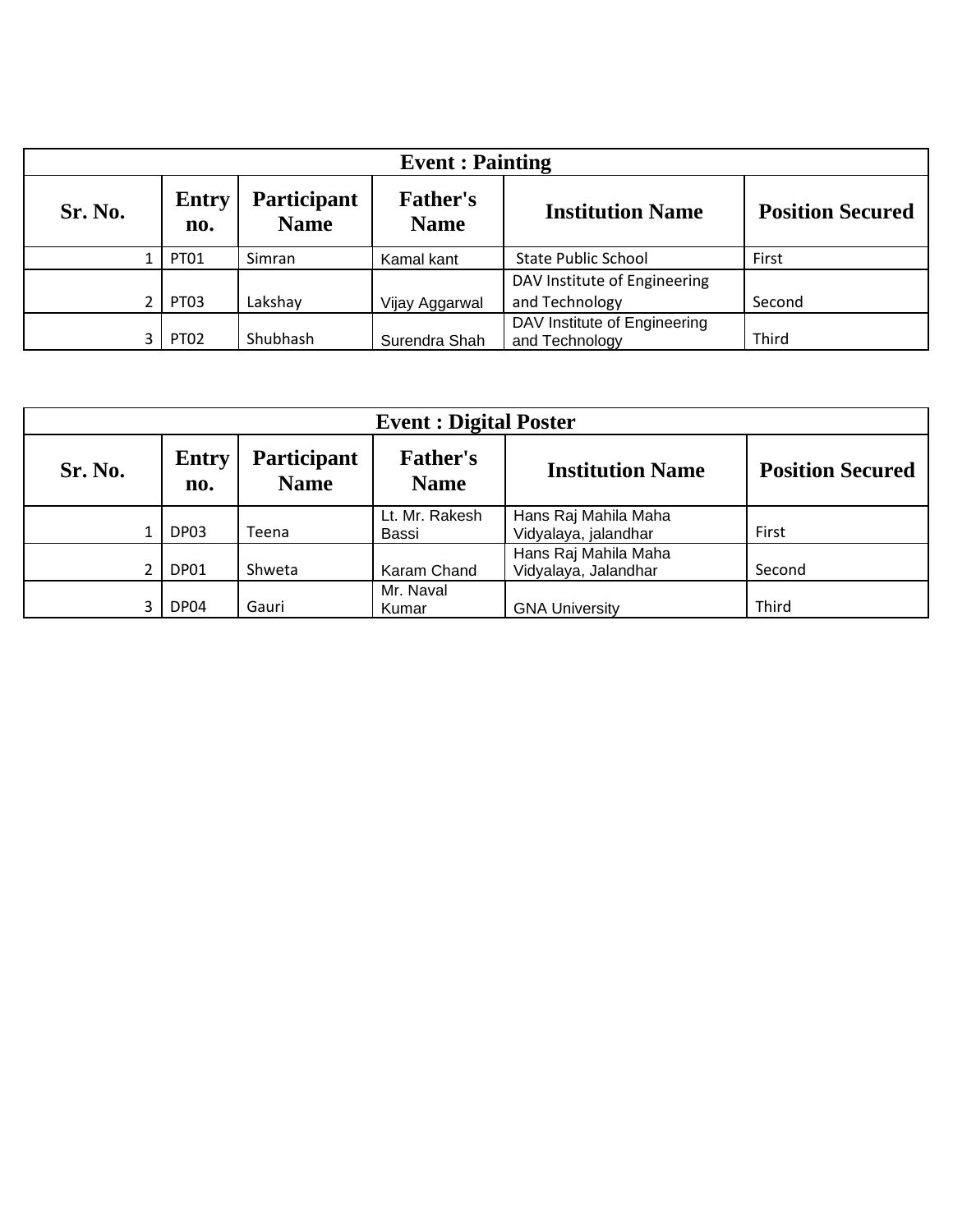| Event : Painting | | | | | |
| --- | --- | --- | --- | --- | --- |
| **Sr. No.** | **Entry no.** | **Participant Name** | **Father's Name** | **Institution Name** | **Position Secured** |
| 1 | PT01 | Simran | Kamal kant | State Public School | First |
| 2 | PT03 | Lakshay | Vijay Aggarwal | DAV Institute of Engineering and Technology | Second |
| 3 | PT02 | Shubhash | Surendra Shah | DAV Institute of Engineering and Technology | Third |

| Event : Digital Poster | | | | | |
| --- | --- | --- | --- | --- | --- |
| **Sr. No.** | **Entry no.** | **Participant Name** | **Father's Name** | **Institution Name** | **Position Secured** |
| 1 | DP03 | Teena | Lt. Mr. Rakesh Bassi | Hans Raj Mahila Maha Vidyalaya, jalandhar | First |
| 2 | DP01 | Shweta | Karam Chand | Hans Raj Mahila Maha Vidyalaya, Jalandhar | Second |
| 3 | DP04 | Gauri | Mr. Naval Kumar | GNA University | Third |